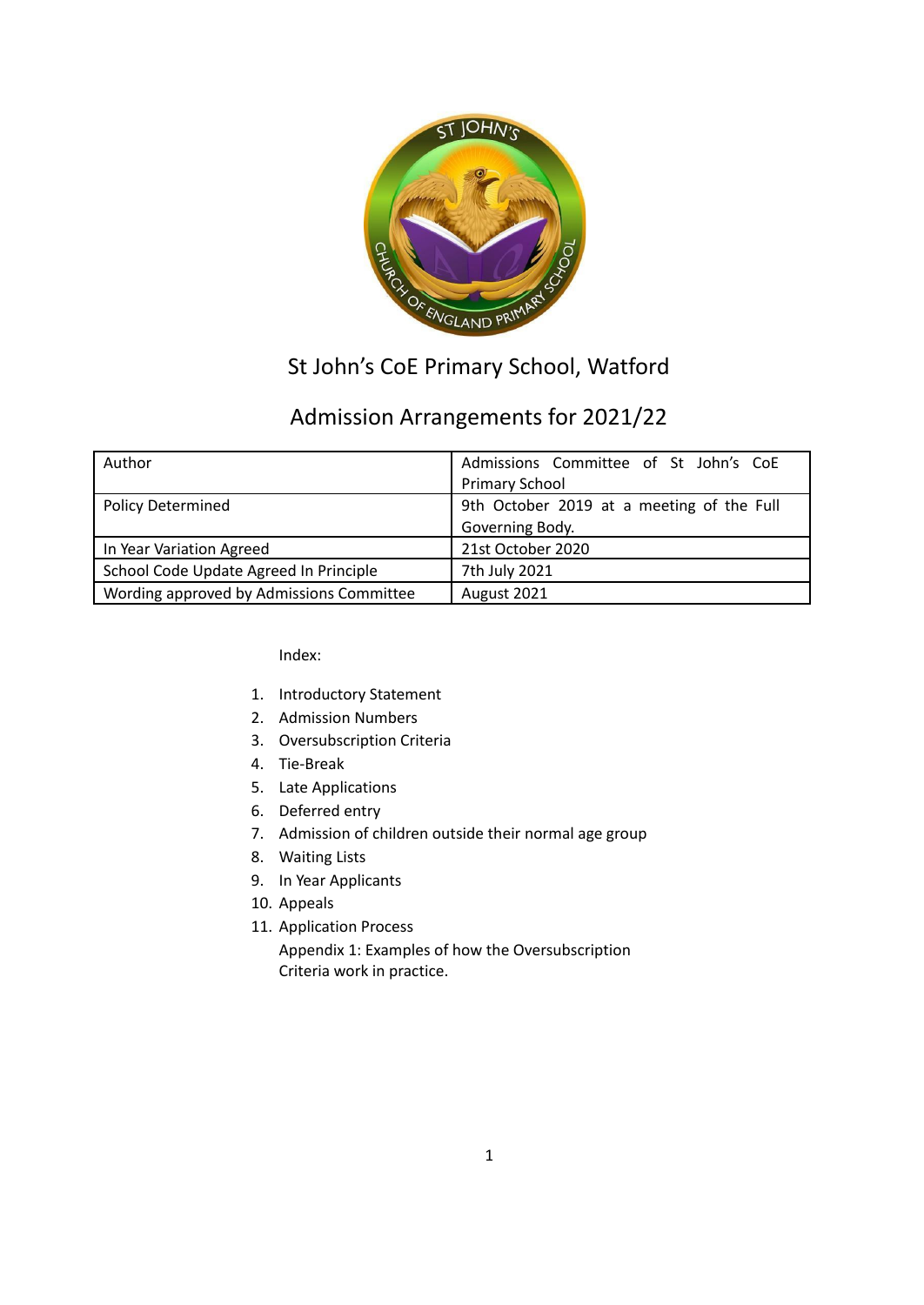# St John's CoE Primary School, Watford

## Admission Arrangements for 2021/22

| Author | Admissions Committee of St John's CoE Primary School |
|---|---|
| Policy Determined | 9th October 2019 at a meeting of the Full Governing Body. |
| In Year Variation Agreed | 21st October 2020 |
| School Code Update Agreed In Principle | 7th July 2021 |
| Wording approved by Admissions Committee | August 2021 |

Index:

1. Introductory Statement
2. Admission Numbers
3. Oversubscription Criteria
4. Tie-Break
5. Late Applications
6. Deferred entry
7. Admission of children outside their normal age group
8. Waiting Lists
9. In Year Applicants
10. Appeals
11. Application Process

    Appendix 1: Examples of how the Oversubscription Criteria work in practice.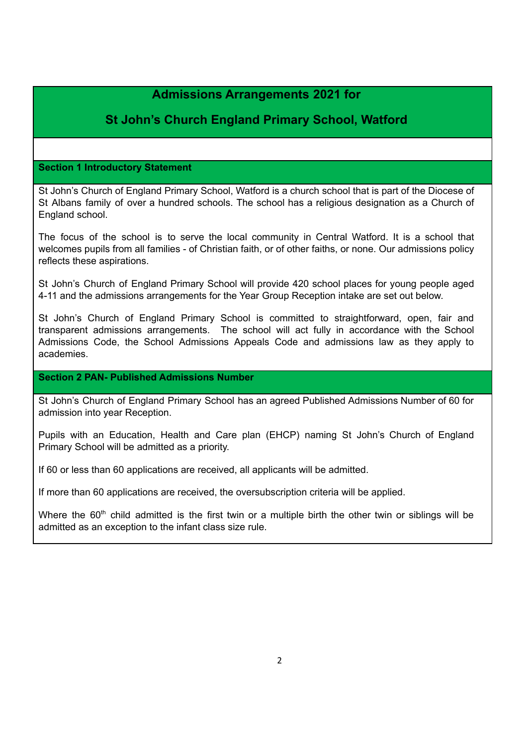# Admissions Arrangements 2021 for

# St John's Church England Primary School, Watford

## Section 1 Introductory Statement

St John's Church of England Primary School, Watford is a church school that is part of the Diocese of St Albans family of over a hundred schools. The school has a religious designation as a Church of England school.

The focus of the school is to serve the local community in Central Watford. It is a school that welcomes pupils from all families - of Christian faith, or of other faiths, or none. Our admissions policy reflects these aspirations.

St John's Church of England Primary School will provide 420 school places for young people aged 4-11 and the admissions arrangements for the Year Group Reception intake are set out below.

St John's Church of England Primary School is committed to straightforward, open, fair and transparent admissions arrangements. The school will act fully in accordance with the School Admissions Code, the School Admissions Appeals Code and admissions law as they apply to academies.

## Section 2 PAN- Published Admissions Number

St John's Church of England Primary School has an agreed Published Admissions Number of 60 for admission into year Reception.

Pupils with an Education, Health and Care plan (EHCP) naming St John's Church of England Primary School will be admitted as a priority.

If 60 or less than 60 applications are received, all applicants will be admitted.

If more than 60 applications are received, the oversubscription criteria will be applied.

Where the 60th child admitted is the first twin or a multiple birth the other twin or siblings will be admitted as an exception to the infant class size rule.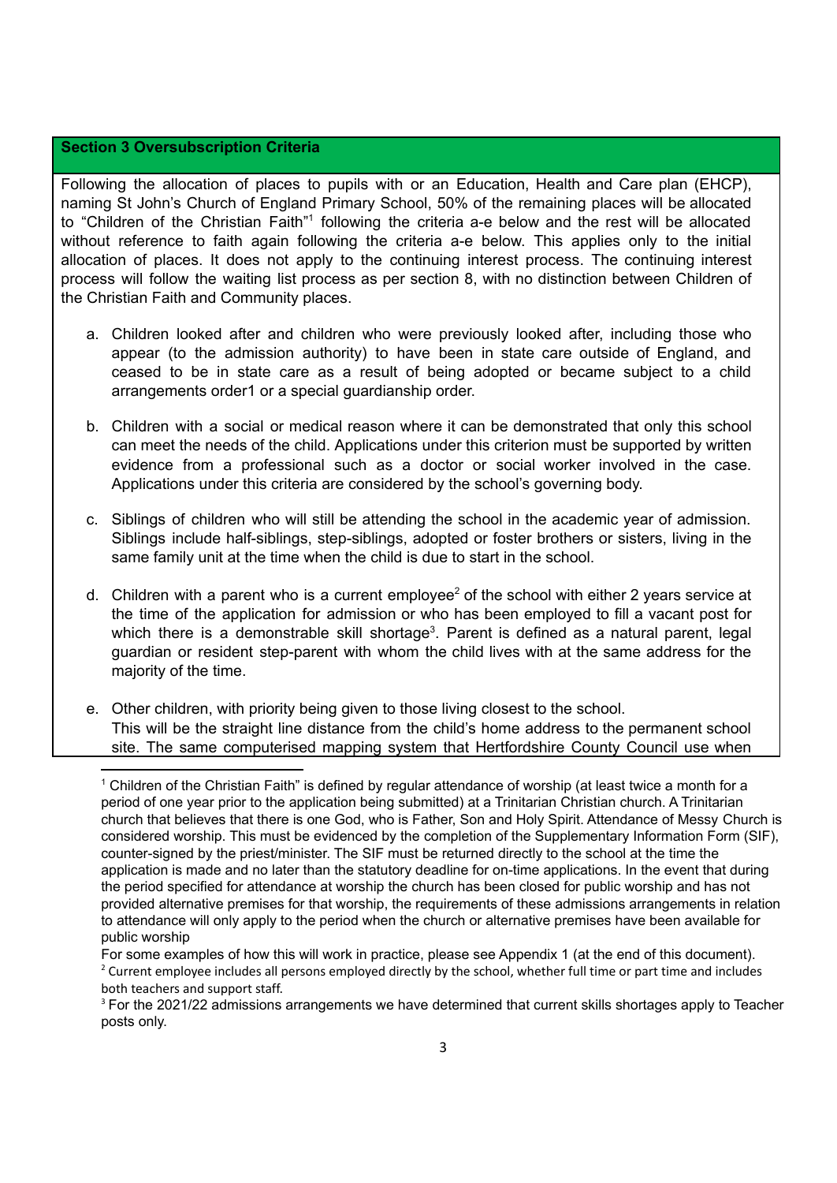## Section 3 Oversubscription Criteria

Following the allocation of places to pupils with or an Education, Health and Care plan (EHCP), naming St John's Church of England Primary School, 50% of the remaining places will be allocated to "Children of the Christian Faith"[1] following the criteria a-e below and the rest will be allocated without reference to faith again following the criteria a-e below. This applies only to the initial allocation of places. It does not apply to the continuing interest process. The continuing interest process will follow the waiting list process as per section 8, with no distinction between Children of the Christian Faith and Community places.

a. Children looked after and children who were previously looked after, including those who appear (to the admission authority) to have been in state care outside of England, and ceased to be in state care as a result of being adopted or became subject to a child arrangements order1 or a special guardianship order.

b. Children with a social or medical reason where it can be demonstrated that only this school can meet the needs of the child. Applications under this criterion must be supported by written evidence from a professional such as a doctor or social worker involved in the case. Applications under this criteria are considered by the school's governing body.

c. Siblings of children who will still be attending the school in the academic year of admission. Siblings include half-siblings, step-siblings, adopted or foster brothers or sisters, living in the same family unit at the time when the child is due to start in the school.

d. Children with a parent who is a current employee[2] of the school with either 2 years service at the time of the application for admission or who has been employed to fill a vacant post for which there is a demonstrable skill shortage[3]. Parent is defined as a natural parent, legal guardian or resident step-parent with whom the child lives with at the same address for the majority of the time.

e. Other children, with priority being given to those living closest to the school. This will be the straight line distance from the child's home address to the permanent school site. The same computerised mapping system that Hertfordshire County Council use when

---

[1] Children of the Christian Faith" is defined by regular attendance of worship (at least twice a month for a period of one year prior to the application being submitted) at a Trinitarian Christian church. A Trinitarian church that believes that there is one God, who is Father, Son and Holy Spirit. Attendance of Messy Church is considered worship. This must be evidenced by the completion of the Supplementary Information Form (SIF), counter-signed by the priest/minister. The SIF must be returned directly to the school at the time the application is made and no later than the statutory deadline for on-time applications. In the event that during the period specified for attendance at worship the church has been closed for public worship and has not provided alternative premises for that worship, the requirements of these admissions arrangements in relation to attendance will only apply to the period when the church or alternative premises have been available for public worship

For some examples of how this will work in practice, please see Appendix 1 (at the end of this document).

[2] Current employee includes all persons employed directly by the school, whether full time or part time and includes both teachers and support staff.

[3] For the 2021/22 admissions arrangements we have determined that current skills shortages apply to Teacher posts only.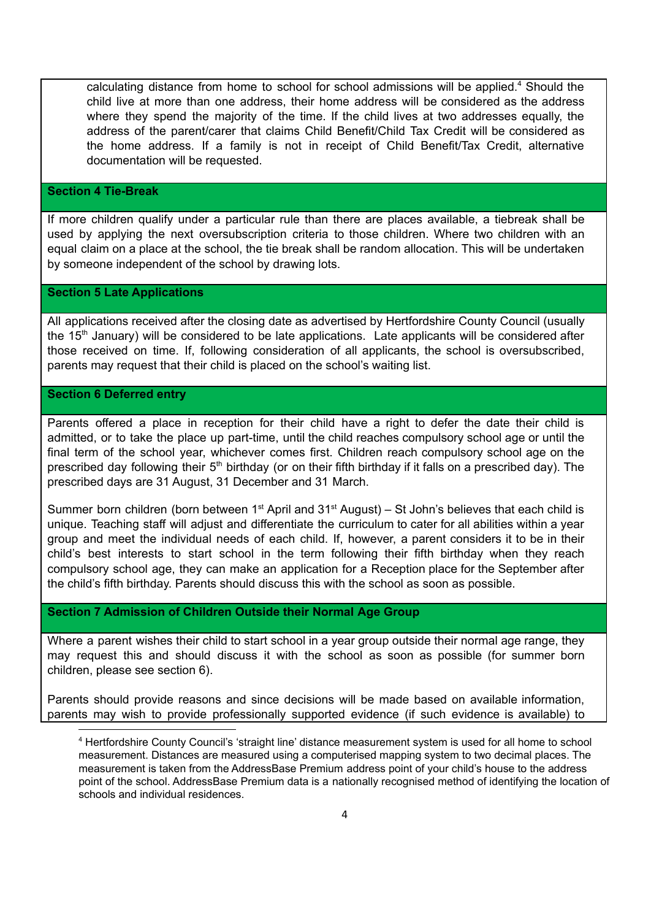calculating distance from home to school for school admissions will be applied.[4] Should the child live at more than one address, their home address will be considered as the address where they spend the majority of the time. If the child lives at two addresses equally, the address of the parent/carer that claims Child Benefit/Child Tax Credit will be considered as the home address. If a family is not in receipt of Child Benefit/Tax Credit, alternative documentation will be requested.

## Section 4 Tie-Break

If more children qualify under a particular rule than there are places available, a tiebreak shall be used by applying the next oversubscription criteria to those children. Where two children with an equal claim on a place at the school, the tie break shall be random allocation. This will be undertaken by someone independent of the school by drawing lots.

## Section 5 Late Applications

All applications received after the closing date as advertised by Hertfordshire County Council (usually the 15th January) will be considered to be late applications. Late applicants will be considered after those received on time. If, following consideration of all applicants, the school is oversubscribed, parents may request that their child is placed on the school's waiting list.

## Section 6 Deferred entry

Parents offered a place in reception for their child have a right to defer the date their child is admitted, or to take the place up part-time, until the child reaches compulsory school age or until the final term of the school year, whichever comes first. Children reach compulsory school age on the prescribed day following their 5th birthday (or on their fifth birthday if it falls on a prescribed day). The prescribed days are 31 August, 31 December and 31 March.

Summer born children (born between 1st April and 31st August) – St John's believes that each child is unique. Teaching staff will adjust and differentiate the curriculum to cater for all abilities within a year group and meet the individual needs of each child. If, however, a parent considers it to be in their child's best interests to start school in the term following their fifth birthday when they reach compulsory school age, they can make an application for a Reception place for the September after the child's fifth birthday. Parents should discuss this with the school as soon as possible.

## Section 7 Admission of Children Outside their Normal Age Group

Where a parent wishes their child to start school in a year group outside their normal age range, they may request this and should discuss it with the school as soon as possible (for summer born children, please see section 6).

Parents should provide reasons and since decisions will be made based on available information, parents may wish to provide professionally supported evidence (if such evidence is available) to

---

[4] Hertfordshire County Council's 'straight line' distance measurement system is used for all home to school measurement. Distances are measured using a computerised mapping system to two decimal places. The measurement is taken from the AddressBase Premium address point of your child's house to the address point of the school. AddressBase Premium data is a nationally recognised method of identifying the location of schools and individual residences.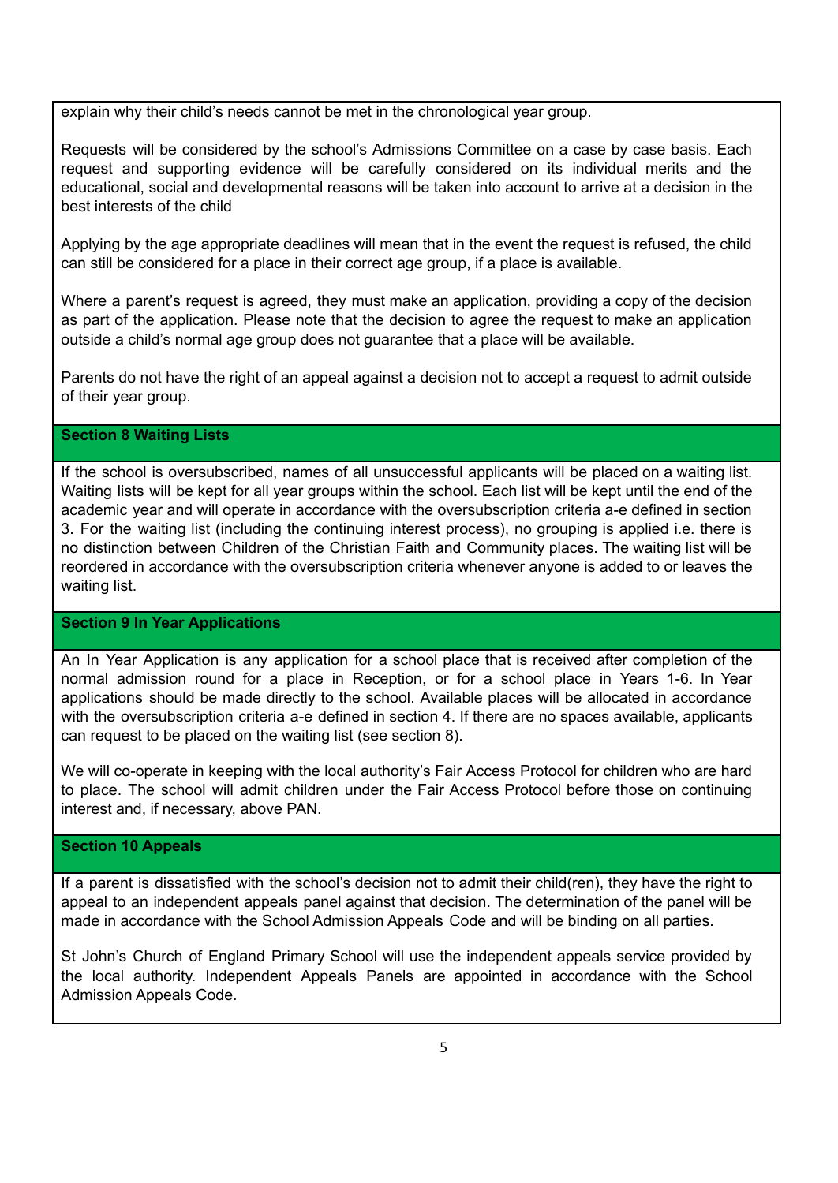explain why their child's needs cannot be met in the chronological year group.

Requests will be considered by the school's Admissions Committee on a case by case basis. Each request and supporting evidence will be carefully considered on its individual merits and the educational, social and developmental reasons will be taken into account to arrive at a decision in the best interests of the child

Applying by the age appropriate deadlines will mean that in the event the request is refused, the child can still be considered for a place in their correct age group, if a place is available.

Where a parent's request is agreed, they must make an application, providing a copy of the decision as part of the application. Please note that the decision to agree the request to make an application outside a child's normal age group does not guarantee that a place will be available.

Parents do not have the right of an appeal against a decision not to accept a request to admit outside of their year group.

## Section 8 Waiting Lists

If the school is oversubscribed, names of all unsuccessful applicants will be placed on a waiting list. Waiting lists will be kept for all year groups within the school. Each list will be kept until the end of the academic year and will operate in accordance with the oversubscription criteria a-e defined in section 3. For the waiting list (including the continuing interest process), no grouping is applied i.e. there is no distinction between Children of the Christian Faith and Community places. The waiting list will be reordered in accordance with the oversubscription criteria whenever anyone is added to or leaves the waiting list.

## Section 9 In Year Applications

An In Year Application is any application for a school place that is received after completion of the normal admission round for a place in Reception, or for a school place in Years 1-6. In Year applications should be made directly to the school. Available places will be allocated in accordance with the oversubscription criteria a-e defined in section 4. If there are no spaces available, applicants can request to be placed on the waiting list (see section 8).

We will co-operate in keeping with the local authority's Fair Access Protocol for children who are hard to place. The school will admit children under the Fair Access Protocol before those on continuing interest and, if necessary, above PAN.

## Section 10 Appeals

If a parent is dissatisfied with the school's decision not to admit their child(ren), they have the right to appeal to an independent appeals panel against that decision. The determination of the panel will be made in accordance with the School Admission Appeals Code and will be binding on all parties.

St John's Church of England Primary School will use the independent appeals service provided by the local authority. Independent Appeals Panels are appointed in accordance with the School Admission Appeals Code.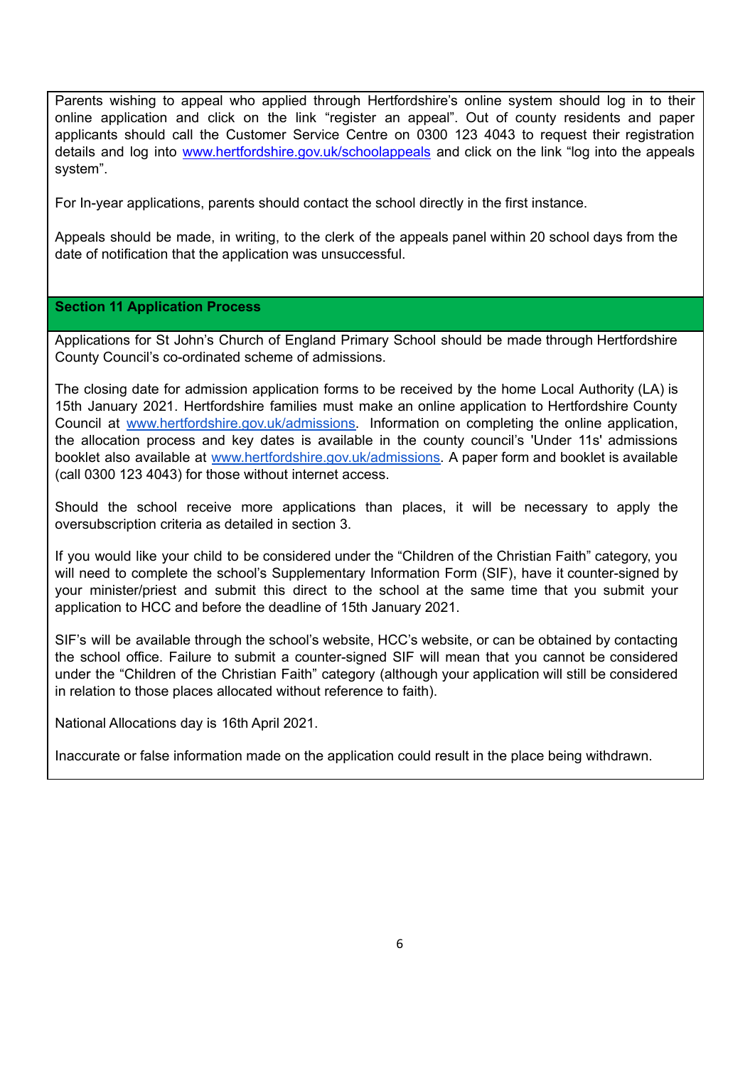Parents wishing to appeal who applied through Hertfordshire's online system should log in to their online application and click on the link "register an appeal". Out of county residents and paper applicants should call the Customer Service Centre on 0300 123 4043 to request their registration details and log into www.hertfordshire.gov.uk/schoolappeals and click on the link "log into the appeals system".

For In-year applications, parents should contact the school directly in the first instance.

Appeals should be made, in writing, to the clerk of the appeals panel within 20 school days from the date of notification that the application was unsuccessful.

## Section 11 Application Process

Applications for St John's Church of England Primary School should be made through Hertfordshire County Council's co-ordinated scheme of admissions.

The closing date for admission application forms to be received by the home Local Authority (LA) is 15th January 2021. Hertfordshire families must make an online application to Hertfordshire County Council at www.hertfordshire.gov.uk/admissions. Information on completing the online application, the allocation process and key dates is available in the county council's 'Under 11s' admissions booklet also available at www.hertfordshire.gov.uk/admissions. A paper form and booklet is available (call 0300 123 4043) for those without internet access.

Should the school receive more applications than places, it will be necessary to apply the oversubscription criteria as detailed in section 3.

If you would like your child to be considered under the "Children of the Christian Faith" category, you will need to complete the school's Supplementary Information Form (SIF), have it counter-signed by your minister/priest and submit this direct to the school at the same time that you submit your application to HCC and before the deadline of 15th January 2021.

SIF's will be available through the school's website, HCC's website, or can be obtained by contacting the school office. Failure to submit a counter-signed SIF will mean that you cannot be considered under the "Children of the Christian Faith" category (although your application will still be considered in relation to those places allocated without reference to faith).

National Allocations day is 16th April 2021.

Inaccurate or false information made on the application could result in the place being withdrawn.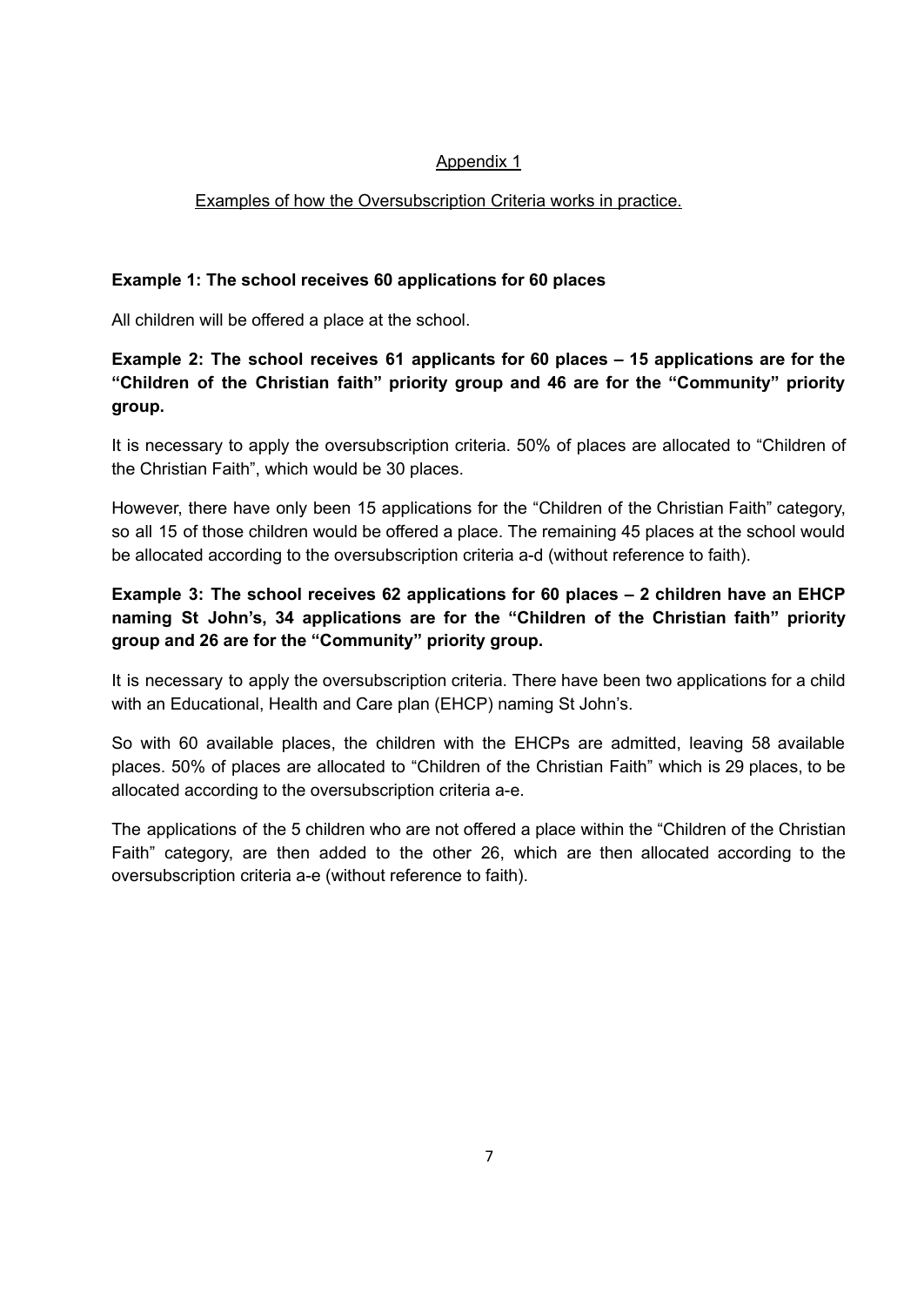## Appendix 1

### Examples of how the Oversubscription Criteria works in practice.

**Example 1: The school receives 60 applications for 60 places**

All children will be offered a place at the school.

**Example 2: The school receives 61 applicants for 60 places – 15 applications are for the "Children of the Christian faith" priority group and 46 are for the "Community" priority group.**

It is necessary to apply the oversubscription criteria. 50% of places are allocated to "Children of the Christian Faith", which would be 30 places.

However, there have only been 15 applications for the "Children of the Christian Faith" category, so all 15 of those children would be offered a place. The remaining 45 places at the school would be allocated according to the oversubscription criteria a-d (without reference to faith).

**Example 3: The school receives 62 applications for 60 places – 2 children have an EHCP naming St John's, 34 applications are for the "Children of the Christian faith" priority group and 26 are for the "Community" priority group.**

It is necessary to apply the oversubscription criteria. There have been two applications for a child with an Educational, Health and Care plan (EHCP) naming St John's.

So with 60 available places, the children with the EHCPs are admitted, leaving 58 available places. 50% of places are allocated to "Children of the Christian Faith" which is 29 places, to be allocated according to the oversubscription criteria a-e.

The applications of the 5 children who are not offered a place within the "Children of the Christian Faith" category, are then added to the other 26, which are then allocated according to the oversubscription criteria a-e (without reference to faith).